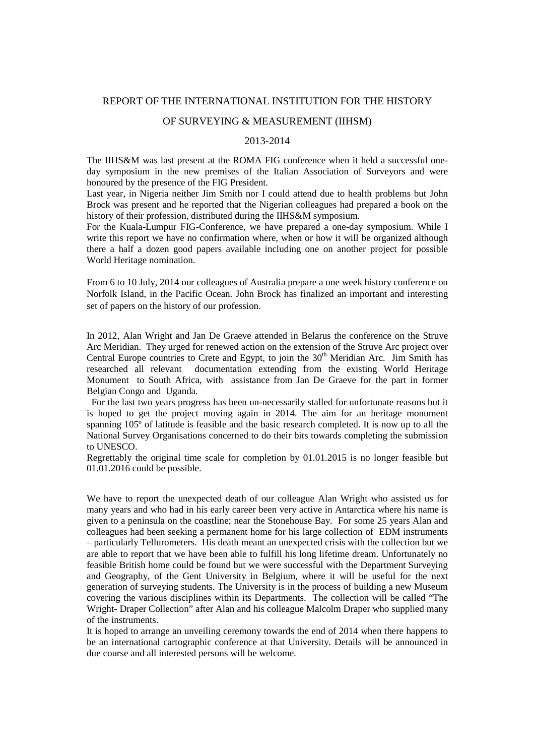# REPORT OF THE INTERNATIONAL INSTITUTION FOR THE HISTORY OF SURVEYING & MEASUREMENT (IIHSM)

## 2013-2014

The IIHS&M was last present at the ROMA FIG conference when it held a successful one-day symposium in the new premises of the Italian Association of Surveyors and were honoured by the presence of the FIG President.
Last year, in Nigeria neither Jim Smith nor I could attend due to health problems but John Brock was present and he reported that the Nigerian colleagues had prepared a book on the history of their profession, distributed during the IIHS&M symposium.
For the Kuala-Lumpur FIG-Conference, we have prepared a one-day symposium. While I write this report we have no confirmation where, when or how it will be organized although there a half a dozen good papers available including one on another project for possible World Heritage nomination.

From 6 to 10 July, 2014 our colleagues of Australia prepare a one week history conference on Norfolk Island, in the Pacific Ocean. John Brock has finalized an important and interesting set of papers on the history of our profession.

In 2012, Alan Wright and Jan De Graeve attended in Belarus the conference on the Struve Arc Meridian. They urged for renewed action on the extension of the Struve Arc project over Central Europe countries to Crete and Egypt, to join the 30th Meridian Arc. Jim Smith has researched all relevant documentation extending from the existing World Heritage Monument to South Africa, with assistance from Jan De Graeve for the part in former Belgian Congo and Uganda.
For the last two years progress has been un-necessarily stalled for unfortunate reasons but it is hoped to get the project moving again in 2014. The aim for an heritage monument spanning 105º of latitude is feasible and the basic research completed. It is now up to all the National Survey Organisations concerned to do their bits towards completing the submission to UNESCO.
Regrettably the original time scale for completion by 01.01.2015 is no longer feasible but 01.01.2016 could be possible.

We have to report the unexpected death of our colleague Alan Wright who assisted us for many years and who had in his early career been very active in Antarctica where his name is given to a peninsula on the coastline; near the Stonehouse Bay. For some 25 years Alan and colleagues had been seeking a permanent home for his large collection of EDM instruments – particularly Tellurometers. His death meant an unexpected crisis with the collection but we are able to report that we have been able to fulfill his long lifetime dream. Unfortunately no feasible British home could be found but we were successful with the Department Surveying and Geography, of the Gent University in Belgium, where it will be useful for the next generation of surveying students. The University is in the process of building a new Museum covering the various disciplines within its Departments. The collection will be called "The Wright- Draper Collection" after Alan and his colleague Malcolm Draper who supplied many of the instruments.
It is hoped to arrange an unveiling ceremony towards the end of 2014 when there happens to be an international cartographic conference at that University. Details will be announced in due course and all interested persons will be welcome.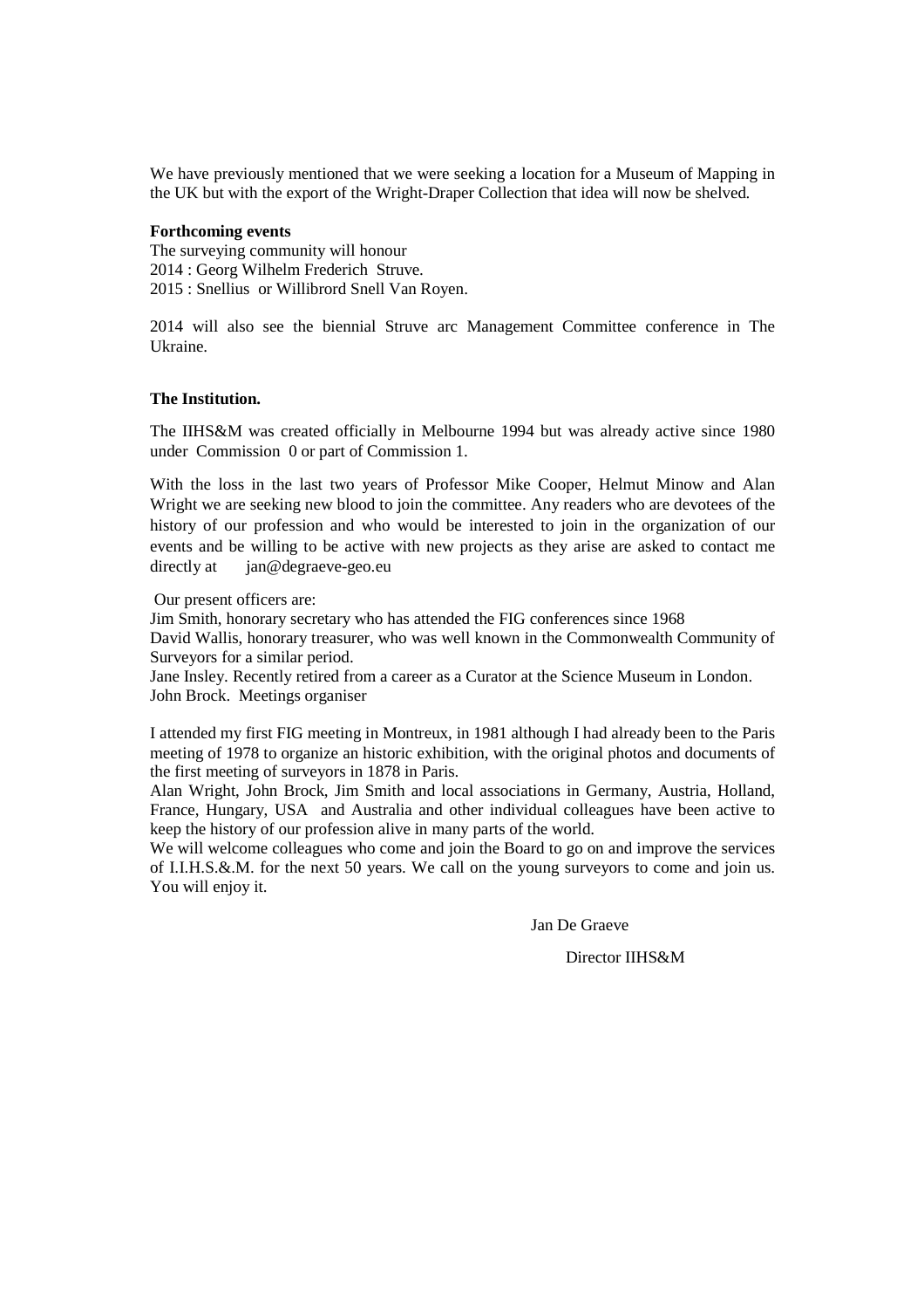We have previously mentioned that we were seeking a location for a Museum of Mapping in the UK but with the export of the Wright-Draper Collection that idea will now be shelved.

**Forthcoming events**

The surveying community will honour
2014 : Georg Wilhelm Frederich Struve.
2015 : Snellius or Willibrord Snell Van Royen.

2014 will also see the biennial Struve arc Management Committee conference in The Ukraine.

**The Institution.**

The IIHS&M was created officially in Melbourne 1994 but was already active since 1980 under Commission 0 or part of Commission 1.

With the loss in the last two years of Professor Mike Cooper, Helmut Minow and Alan Wright we are seeking new blood to join the committee. Any readers who are devotees of the history of our profession and who would be interested to join in the organization of our events and be willing to be active with new projects as they arise are asked to contact me directly at jan@degraeve-geo.eu

Our present officers are:
Jim Smith, honorary secretary who has attended the FIG conferences since 1968
David Wallis, honorary treasurer, who was well known in the Commonwealth Community of Surveyors for a similar period.
Jane Insley. Recently retired from a career as a Curator at the Science Museum in London.
John Brock. Meetings organiser

I attended my first FIG meeting in Montreux, in 1981 although I had already been to the Paris meeting of 1978 to organize an historic exhibition, with the original photos and documents of the first meeting of surveyors in 1878 in Paris.
Alan Wright, John Brock, Jim Smith and local associations in Germany, Austria, Holland, France, Hungary, USA and Australia and other individual colleagues have been active to keep the history of our profession alive in many parts of the world.
We will welcome colleagues who come and join the Board to go on and improve the services of I.I.H.S.&.M. for the next 50 years. We call on the young surveyors to come and join us. You will enjoy it.

Jan De Graeve

Director IIHS&M